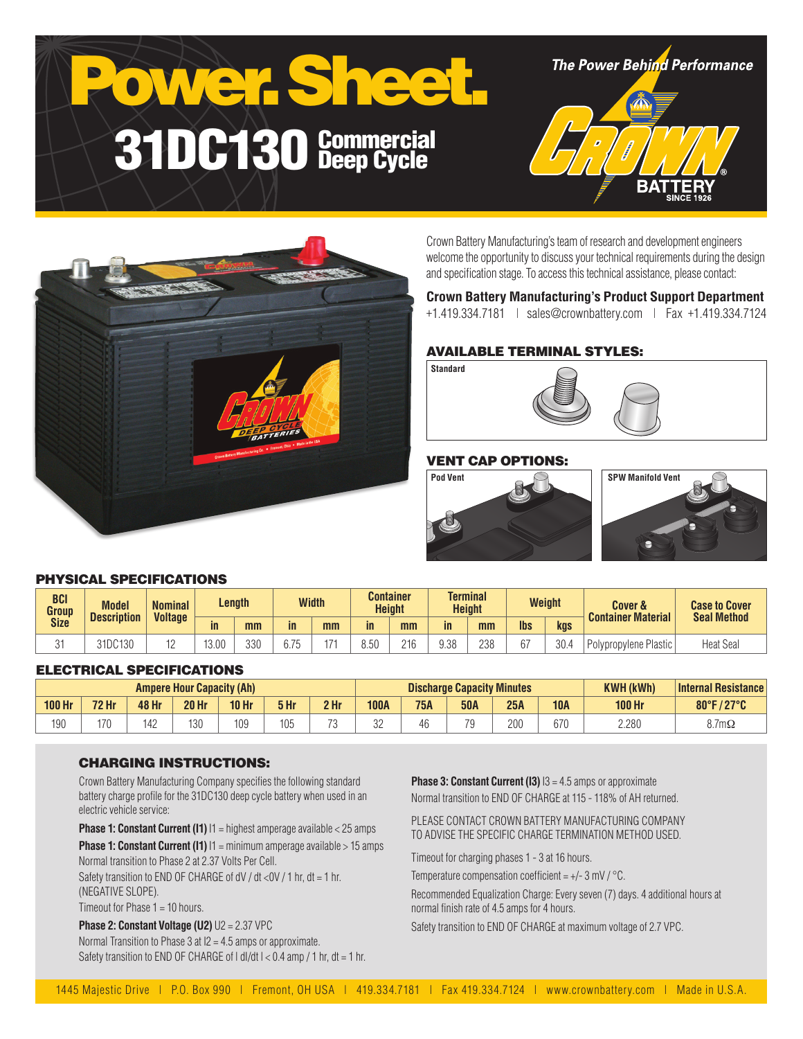# Power. Sheet.

## 31DC130 Commercial Deep Cycle

*The Power Behind Performance*

CROWN BATTERY SINCE 1926

Crown Battery Manufacturing's team of research and development engineers welcome the opportunity to discuss your technical requirements during the design and specification stage. To access this technical assistance, please contact:

**Crown Battery Manufacturing's Product Support Department**
+1.419.334.7181 | sales@crownbattery.com | Fax +1.419.334.7124

### AVAILABLE TERMINAL STYLES:

Standard

### VENT CAP OPTIONS:

Pod Vent

SPW Manifold Vent

### PHYSICAL SPECIFICATIONS

| BCI Group Size | Model Description | Nominal Voltage | Length | | Width | | Container Height | | Terminal Height | | Weight | | Cover & Container Material | Case to Cover Seal Method |
|---|---|---|---|---|---|---|---|---|---|---|---|---|---|---|
| | | | in | mm | in | mm | in | mm | in | mm | lbs | kgs | | |
| 31 | 31DC130 | 12 | 13.00 | 330 | 6.75 | 171 | 8.50 | 216 | 9.38 | 238 | 67 | 30.4 | Polypropylene Plastic | Heat Seal |

### ELECTRICAL SPECIFICATIONS

| Ampere Hour Capacity (Ah) | | | | | | | Discharge Capacity Minutes | | | | | KWH (kWh) | Internal Resistance |
|---|---|---|---|---|---|---|---|---|---|---|---|---|---|
| 100 Hr | 72 Hr | 48 Hr | 20 Hr | 10 Hr | 5 Hr | 2 Hr | 100A | 75A | 50A | 25A | 10A | 100 Hr | 80°F / 27°C |
| 190 | 170 | 142 | 130 | 109 | 105 | 73 | 32 | 46 | 79 | 200 | 670 | 2.280 | 8.7mΩ |

### CHARGING INSTRUCTIONS:

Crown Battery Manufacturing Company specifies the following standard battery charge profile for the 31DC130 deep cycle battery when used in an electric vehicle service:

**Phase 1: Constant Current (I1)** I1 = highest amperage available < 25 amps

**Phase 1: Constant Current (I1)** I1 = minimum amperage available > 15 amps

Normal transition to Phase 2 at 2.37 Volts Per Cell.

Safety transition to END OF CHARGE of dV / dt <0V / 1 hr, dt = 1 hr. (NEGATIVE SLOPE).

Timeout for Phase 1 = 10 hours.

**Phase 2: Constant Voltage (U2)** U2 = 2.37 VPC

Normal Transition to Phase 3 at I2 = 4.5 amps or approximate.

Safety transition to END OF CHARGE of I dI/dt I < 0.4 amp / 1 hr, dt = 1 hr.

**Phase 3: Constant Current (I3)** I3 = 4.5 amps or approximate

Normal transition to END OF CHARGE at 115 - 118% of AH returned.

PLEASE CONTACT CROWN BATTERY MANUFACTURING COMPANY TO ADVISE THE SPECIFIC CHARGE TERMINATION METHOD USED.

Timeout for charging phases 1 - 3 at 16 hours.

Temperature compensation coefficient = +/- 3 mV / °C.

Recommended Equalization Charge: Every seven (7) days. 4 additional hours at normal finish rate of 4.5 amps for 4 hours.

Safety transition to END OF CHARGE at maximum voltage of 2.7 VPC.

1445 Majestic Drive | P.O. Box 990 | Fremont, OH USA | 419.334.7181 | Fax 419.334.7124 | www.crownbattery.com | Made in U.S.A.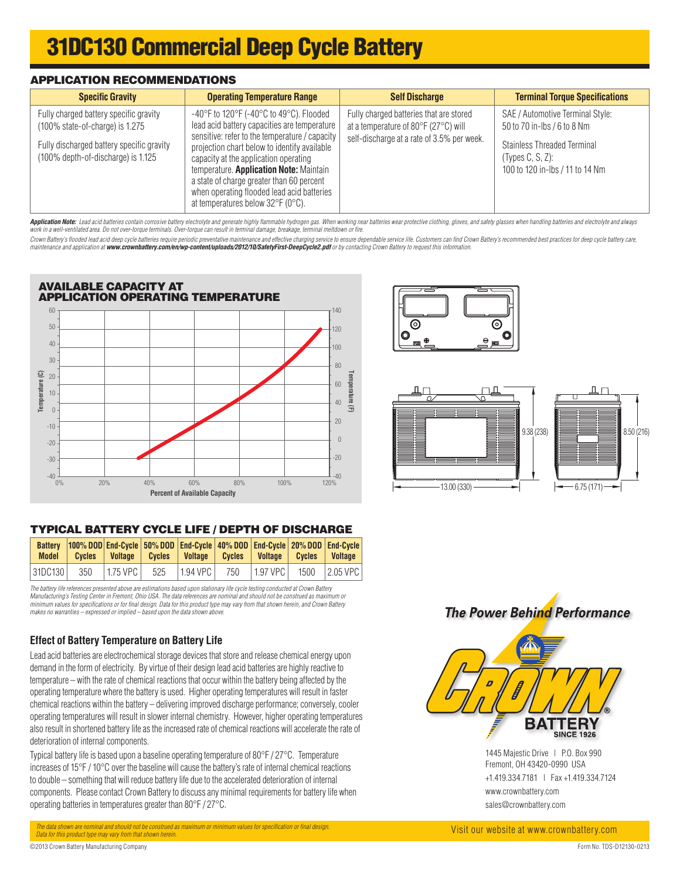# 31DC130 Commercial Deep Cycle Battery

## APPLICATION RECOMMENDATIONS

| Specific Gravity | Operating Temperature Range | Self Discharge | Terminal Torque Specifications |
|---|---|---|---|
| Fully charged battery specific gravity (100% state-of-charge) is 1.275<br><br>Fully discharged battery specific gravity (100% depth-of-discharge) is 1.125 | -40°F to 120°F (-40°C to 49°C). Flooded lead acid battery capacities are temperature sensitive: refer to the temperature / capacity projection chart below to identify available capacity at the application operating temperature. **Application Note:** Maintain a state of charge greater than 60 percent when operating flooded lead acid batteries at temperatures below 32°F (0°C). | Fully charged batteries that are stored at a temperature of 80°F (27°C) will self-discharge at a rate of 3.5% per week. | SAE / Automotive Terminal Style: 50 to 70 in-lbs / 6 to 8 Nm<br><br>Stainless Threaded Terminal (Types C, S, Z): 100 to 120 in-lbs / 11 to 14 Nm |

***Application Note:*** *Lead acid batteries contain corrosive battery electrolyte and generate highly flammable hydrogen gas. When working near batteries wear protective clothing, gloves, and safety glasses when handling batteries and electrolyte and always work in a well-ventilated area. Do not over-torque terminals. Over-torque can result in terminal damage, breakage, terminal meltdown or fire.*

*Crown Battery's flooded lead acid deep cycle batteries require periodic preventative maintenance and effective charging service to ensure dependable service life. Customers can find Crown Battery's recommended best practices for deep cycle battery care, maintenance and application at **www.crownbattery.com/en/wp-content/uploads/2012/10/SafetyFirst-DeepCycle2.pdf** or by contacting Crown Battery to request this information.*

## AVAILABLE CAPACITY AT APPLICATION OPERATING TEMPERATURE

Temperature (C)
60
50
40
30
20
10
0
-10
-20
-30
-40

0%
20%
40%
60%
80%
100%
120%

Percent of Available Capacity

Temperature (F)
140
120
100
80
60
40
20
0
-20
-40

9.38 (238)
8.50 (216)
13.00 (330)
6.75 (171)

## TYPICAL BATTERY CYCLE LIFE / DEPTH OF DISCHARGE

| Battery Model | 100% DOD Cycles | End-Cycle Voltage | 50% DOD Cycles | End-Cycle Voltage | 40% DOD Cycles | End-Cycle Voltage | 20% DOD Cycles | End-Cycle Voltage |
|---|---|---|---|---|---|---|---|---|
| 31DC130 | 350 | 1.75 VPC | 525 | 1.94 VPC | 750 | 1.97 VPC | 1500 | 2.05 VPC |

*The battery life references presented above are estimations based upon stationary life cycle testing conducted at Crown Battery Manufacturing's Testing Center in Fremont, Ohio USA. The data references are nominal and should not be construed as maximum or minimum values for specifications or for final design. Data for this product type may vary from that shown herein, and Crown Battery makes no warranties – expressed or implied – based upon the data shown above.*

### Effect of Battery Temperature on Battery Life

Lead acid batteries are electrochemical storage devices that store and release chemical energy upon demand in the form of electricity. By virtue of their design lead acid batteries are highly reactive to temperature – with the rate of chemical reactions that occur within the battery being affected by the operating temperature where the battery is used. Higher operating temperatures will result in faster chemical reactions within the battery – delivering improved discharge performance; conversely, cooler operating temperatures will result in slower internal chemistry. However, higher operating temperatures also result in shortened battery life as the increased rate of chemical reactions will accelerate the rate of deterioration of internal components.

Typical battery life is based upon a baseline operating temperature of 80°F / 27°C. Temperature increases of 15°F / 10°C over the baseline will cause the battery's rate of internal chemical reactions to double – something that will reduce battery life due to the accelerated deterioration of internal components. Please contact Crown Battery to discuss any minimal requirements for battery life when operating batteries in temperatures greater than 80°F / 27°C.

*The Power Behind Performance*

CROWN BATTERY SINCE 1926

1445 Majestic Drive | P.O. Box 990
Fremont, OH 43420-0990 USA
+1.419.334.7181 | Fax +1.419.334.7124
www.crownbattery.com
sales@crownbattery.com

*The data shown are nominal and should not be construed as maximum or minimum values for specification or final design. Data for this product type may vary from that shown herein.*

Visit our website at www.crownbattery.com

©2013 Crown Battery Manufacturing Company

Form No. TDS-D12130-0213